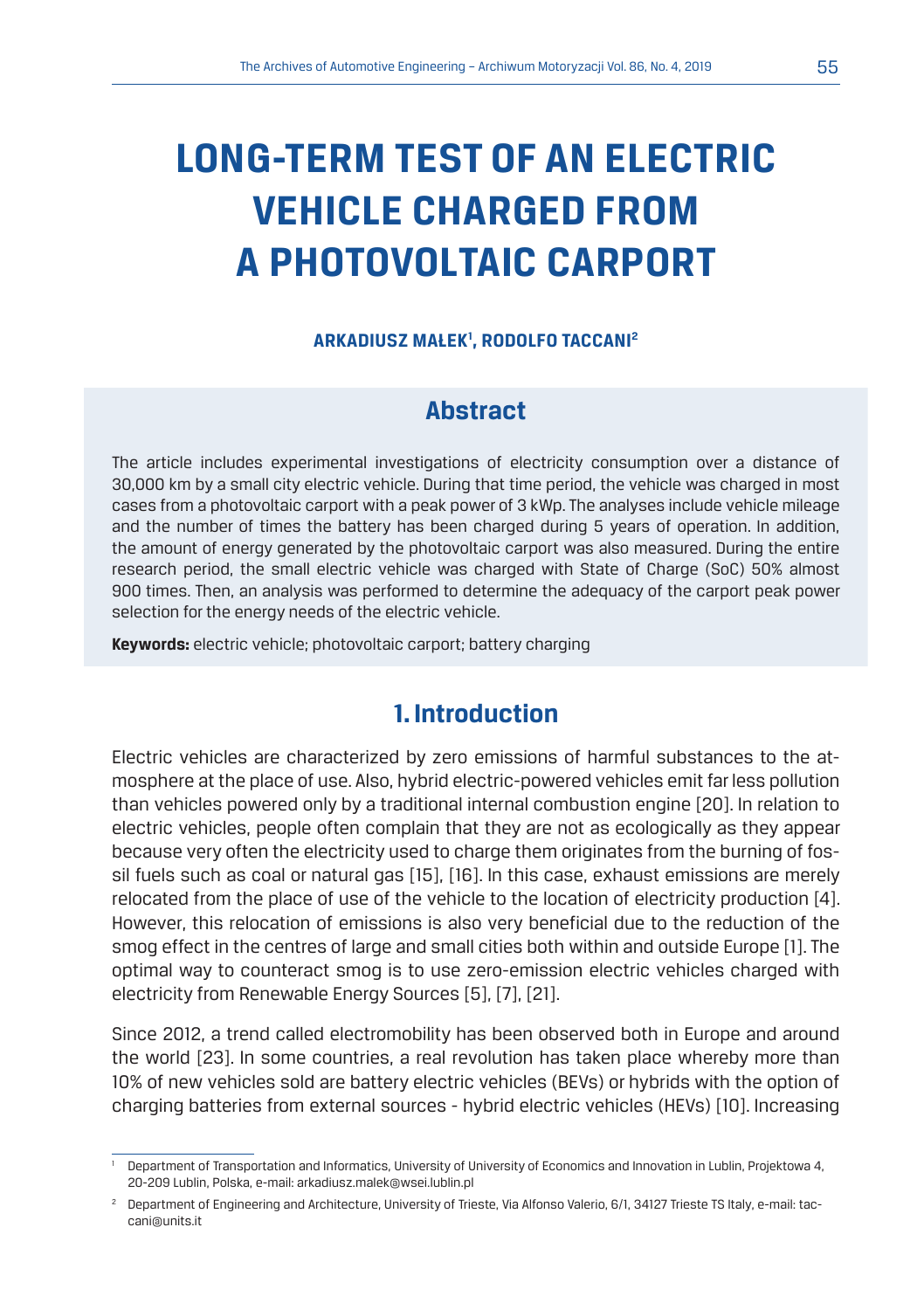# LONG-TERM TEST OF AN ELECTRIC VEHICLE CHARGED FROM A PHOTOVOLTAIC CARPORT

**ARKADIUSZ MAŁEK[1], RODOLFO TACCANI[2]**

## Abstract

The article includes experimental investigations of electricity consumption over a distance of 30,000 km by a small city electric vehicle. During that time period, the vehicle was charged in most cases from a photovoltaic carport with a peak power of 3 kWp. The analyses include vehicle mileage and the number of times the battery has been charged during 5 years of operation. In addition, the amount of energy generated by the photovoltaic carport was also measured. During the entire research period, the small electric vehicle was charged with State of Charge (SoC) 50% almost 900 times. Then, an analysis was performed to determine the adequacy of the carport peak power selection for the energy needs of the electric vehicle.

**Keywords:** electric vehicle; photovoltaic carport; battery charging

## 1. Introduction

Electric vehicles are characterized by zero emissions of harmful substances to the atmosphere at the place of use. Also, hybrid electric-powered vehicles emit far less pollution than vehicles powered only by a traditional internal combustion engine [20]. In relation to electric vehicles, people often complain that they are not as ecologically as they appear because very often the electricity used to charge them originates from the burning of fossil fuels such as coal or natural gas [15], [16]. In this case, exhaust emissions are merely relocated from the place of use of the vehicle to the location of electricity production [4]. However, this relocation of emissions is also very beneficial due to the reduction of the smog effect in the centres of large and small cities both within and outside Europe [1]. The optimal way to counteract smog is to use zero-emission electric vehicles charged with electricity from Renewable Energy Sources [5], [7], [21].

Since 2012, a trend called electromobility has been observed both in Europe and around the world [23]. In some countries, a real revolution has taken place whereby more than 10% of new vehicles sold are battery electric vehicles (BEVs) or hybrids with the option of charging batteries from external sources - hybrid electric vehicles (HEVs) [10]. Increasing

---

[1] Department of Transportation and Informatics, University of University of Economics and Innovation in Lublin, Projektowa 4, 20-209 Lublin, Polska, e-mail: arkadiusz.malek@wsei.lublin.pl

[2] Department of Engineering and Architecture, University of Trieste, Via Alfonso Valerio, 6/1, 34127 Trieste TS Italy, e-mail: taccani@units.it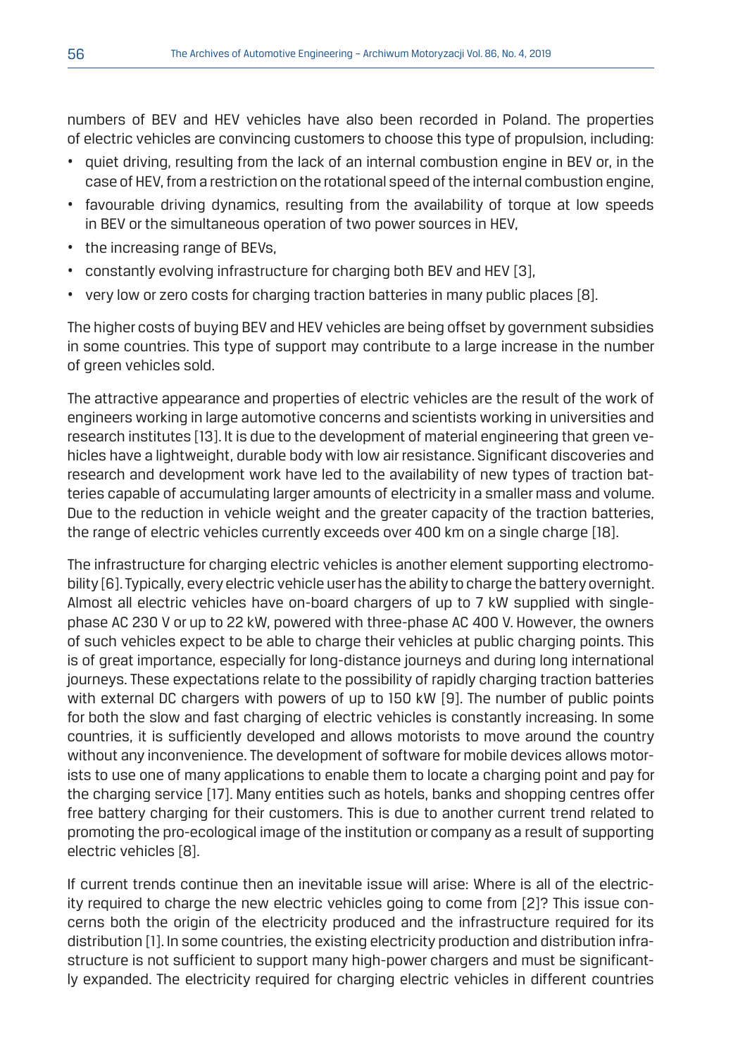numbers of BEV and HEV vehicles have also been recorded in Poland. The properties of electric vehicles are convincing customers to choose this type of propulsion, including:

- quiet driving, resulting from the lack of an internal combustion engine in BEV or, in the case of HEV, from a restriction on the rotational speed of the internal combustion engine,
- favourable driving dynamics, resulting from the availability of torque at low speeds in BEV or the simultaneous operation of two power sources in HEV,
- the increasing range of BEVs,
- constantly evolving infrastructure for charging both BEV and HEV [3],
- very low or zero costs for charging traction batteries in many public places [8].

The higher costs of buying BEV and HEV vehicles are being offset by government subsidies in some countries. This type of support may contribute to a large increase in the number of green vehicles sold.

The attractive appearance and properties of electric vehicles are the result of the work of engineers working in large automotive concerns and scientists working in universities and research institutes [13]. It is due to the development of material engineering that green vehicles have a lightweight, durable body with low air resistance. Significant discoveries and research and development work have led to the availability of new types of traction batteries capable of accumulating larger amounts of electricity in a smaller mass and volume. Due to the reduction in vehicle weight and the greater capacity of the traction batteries, the range of electric vehicles currently exceeds over 400 km on a single charge [18].

The infrastructure for charging electric vehicles is another element supporting electromobility [6]. Typically, every electric vehicle user has the ability to charge the battery overnight. Almost all electric vehicles have on-board chargers of up to 7 kW supplied with single-phase AC 230 V or up to 22 kW, powered with three-phase AC 400 V. However, the owners of such vehicles expect to be able to charge their vehicles at public charging points. This is of great importance, especially for long-distance journeys and during long international journeys. These expectations relate to the possibility of rapidly charging traction batteries with external DC chargers with powers of up to 150 kW [9]. The number of public points for both the slow and fast charging of electric vehicles is constantly increasing. In some countries, it is sufficiently developed and allows motorists to move around the country without any inconvenience. The development of software for mobile devices allows motorists to use one of many applications to enable them to locate a charging point and pay for the charging service [17]. Many entities such as hotels, banks and shopping centres offer free battery charging for their customers. This is due to another current trend related to promoting the pro-ecological image of the institution or company as a result of supporting electric vehicles [8].

If current trends continue then an inevitable issue will arise: Where is all of the electricity required to charge the new electric vehicles going to come from [2]? This issue concerns both the origin of the electricity produced and the infrastructure required for its distribution [1]. In some countries, the existing electricity production and distribution infrastructure is not sufficient to support many high-power chargers and must be significantly expanded. The electricity required for charging electric vehicles in different countries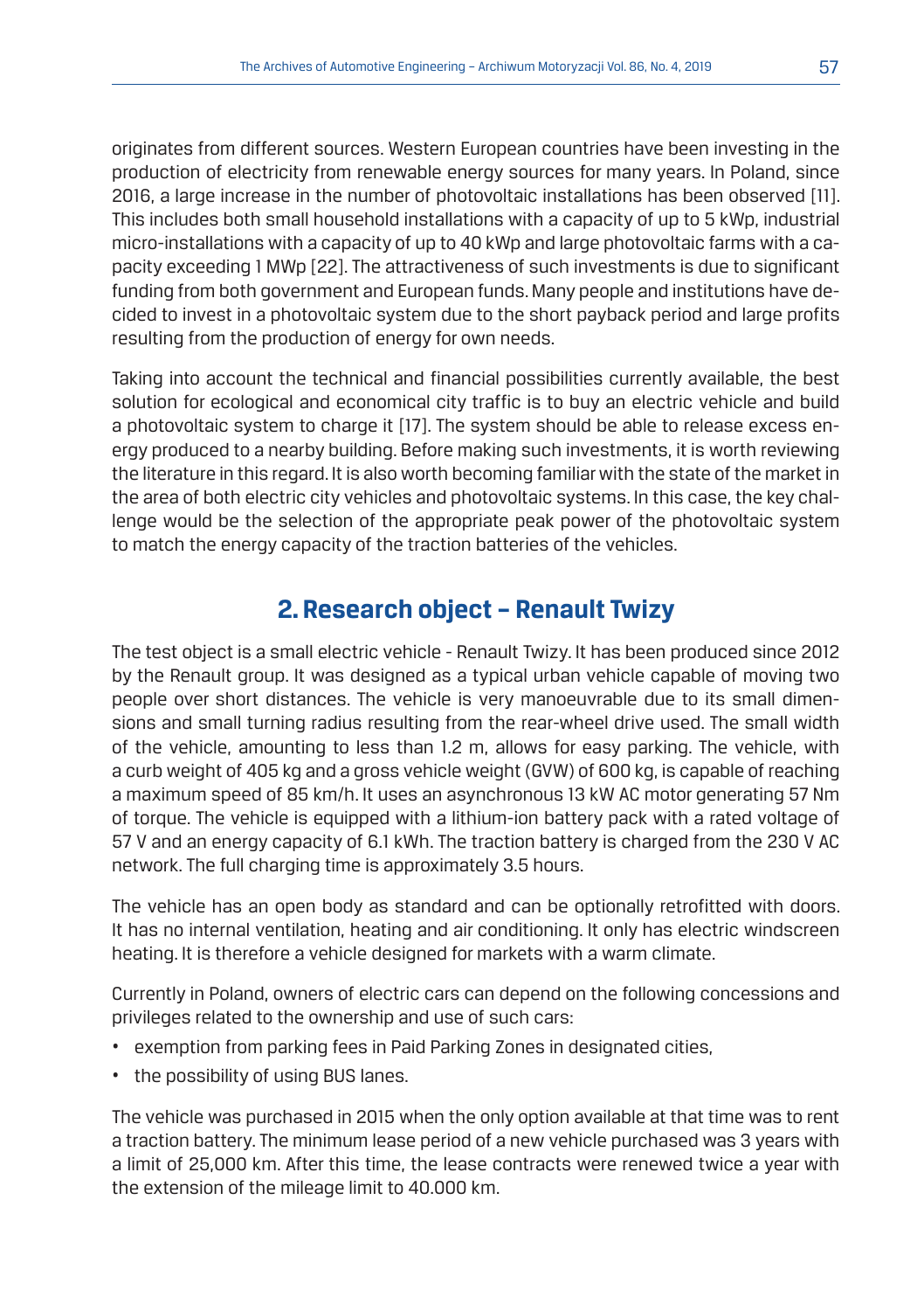originates from different sources. Western European countries have been investing in the production of electricity from renewable energy sources for many years. In Poland, since 2016, a large increase in the number of photovoltaic installations has been observed [11]. This includes both small household installations with a capacity of up to 5 kWp, industrial micro-installations with a capacity of up to 40 kWp and large photovoltaic farms with a capacity exceeding 1 MWp [22]. The attractiveness of such investments is due to significant funding from both government and European funds. Many people and institutions have decided to invest in a photovoltaic system due to the short payback period and large profits resulting from the production of energy for own needs.

Taking into account the technical and financial possibilities currently available, the best solution for ecological and economical city traffic is to buy an electric vehicle and build a photovoltaic system to charge it [17]. The system should be able to release excess energy produced to a nearby building. Before making such investments, it is worth reviewing the literature in this regard. It is also worth becoming familiar with the state of the market in the area of both electric city vehicles and photovoltaic systems. In this case, the key challenge would be the selection of the appropriate peak power of the photovoltaic system to match the energy capacity of the traction batteries of the vehicles.

## 2. Research object – Renault Twizy

The test object is a small electric vehicle - Renault Twizy. It has been produced since 2012 by the Renault group. It was designed as a typical urban vehicle capable of moving two people over short distances. The vehicle is very manoeuvrable due to its small dimensions and small turning radius resulting from the rear-wheel drive used. The small width of the vehicle, amounting to less than 1.2 m, allows for easy parking. The vehicle, with a curb weight of 405 kg and a gross vehicle weight (GVW) of 600 kg, is capable of reaching a maximum speed of 85 km/h. It uses an asynchronous 13 kW AC motor generating 57 Nm of torque. The vehicle is equipped with a lithium-ion battery pack with a rated voltage of 57 V and an energy capacity of 6.1 kWh. The traction battery is charged from the 230 V AC network. The full charging time is approximately 3.5 hours.

The vehicle has an open body as standard and can be optionally retrofitted with doors. It has no internal ventilation, heating and air conditioning. It only has electric windscreen heating. It is therefore a vehicle designed for markets with a warm climate.

Currently in Poland, owners of electric cars can depend on the following concessions and privileges related to the ownership and use of such cars:

- exemption from parking fees in Paid Parking Zones in designated cities,
- the possibility of using BUS lanes.

The vehicle was purchased in 2015 when the only option available at that time was to rent a traction battery. The minimum lease period of a new vehicle purchased was 3 years with a limit of 25,000 km. After this time, the lease contracts were renewed twice a year with the extension of the mileage limit to 40.000 km.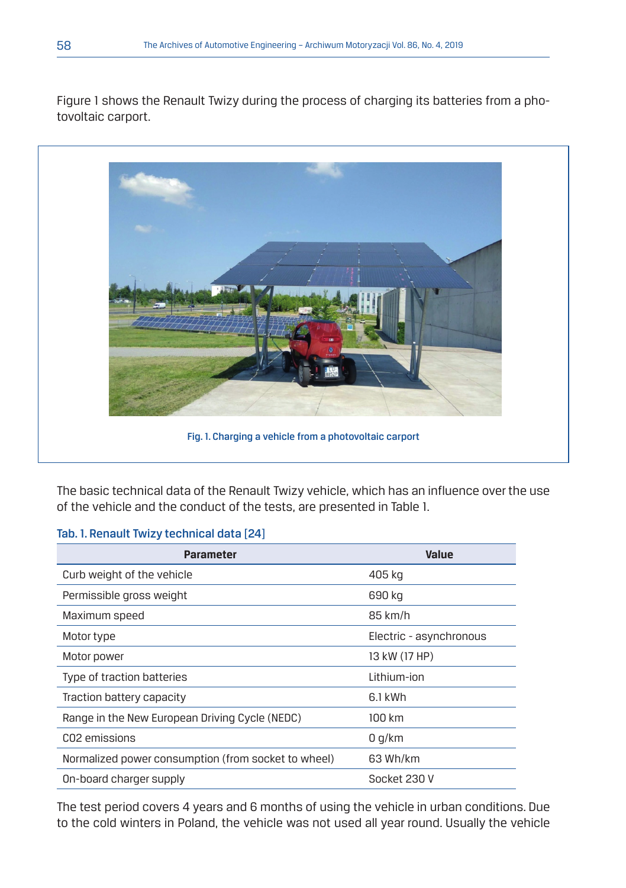Figure 1 shows the Renault Twizy during the process of charging its batteries from a photovoltaic carport.

Fig. 1. Charging a vehicle from a photovoltaic carport

The basic technical data of the Renault Twizy vehicle, which has an influence over the use of the vehicle and the conduct of the tests, are presented in Table 1.

Tab. 1. Renault Twizy technical data [24]

| Parameter | Value |
|---|---|
| Curb weight of the vehicle | 405 kg |
| Permissible gross weight | 690 kg |
| Maximum speed | 85 km/h |
| Motor type | Electric - asynchronous |
| Motor power | 13 kW (17 HP) |
| Type of traction batteries | Lithium-ion |
| Traction battery capacity | 6.1 kWh |
| Range in the New European Driving Cycle (NEDC) | 100 km |
| CO2 emissions | 0 g/km |
| Normalized power consumption (from socket to wheel) | 63 Wh/km |
| On-board charger supply | Socket 230 V |

The test period covers 4 years and 6 months of using the vehicle in urban conditions. Due to the cold winters in Poland, the vehicle was not used all year round. Usually the vehicle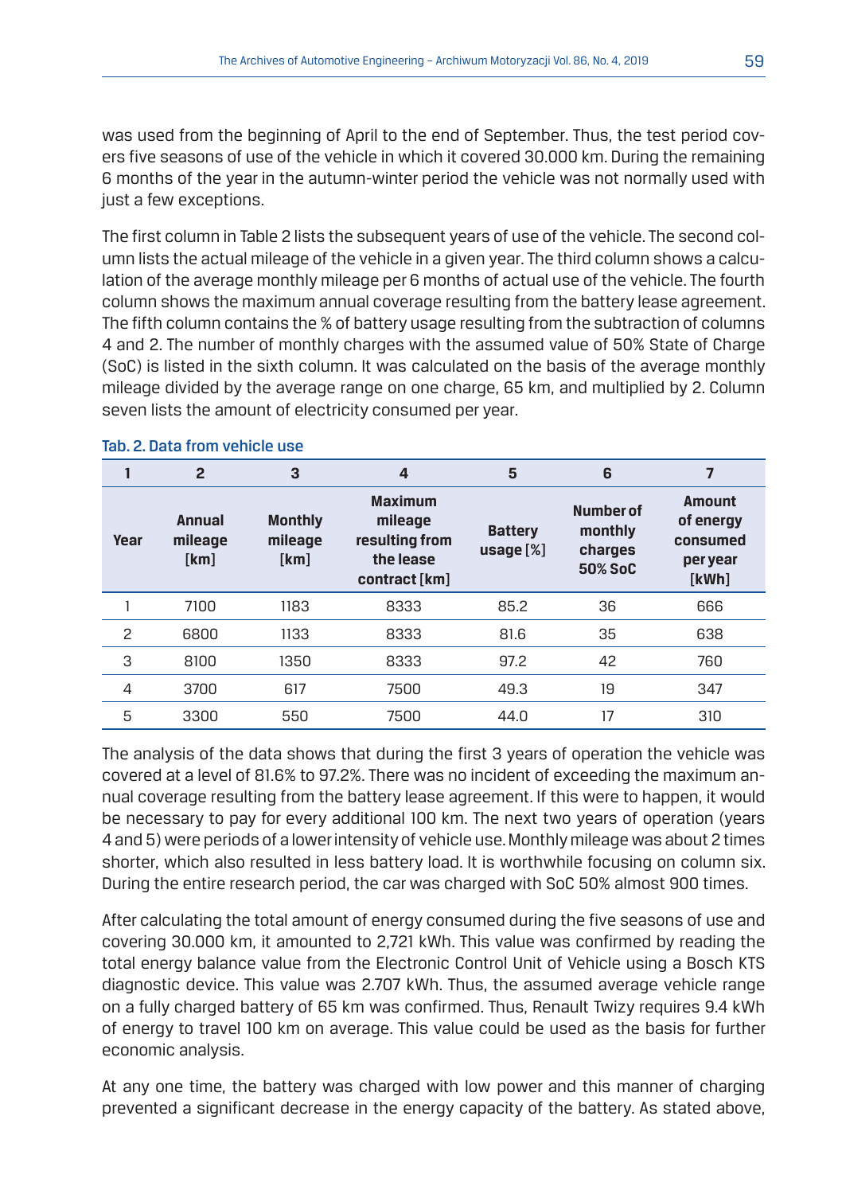was used from the beginning of April to the end of September. Thus, the test period covers five seasons of use of the vehicle in which it covered 30.000 km. During the remaining 6 months of the year in the autumn-winter period the vehicle was not normally used with just a few exceptions.

The first column in Table 2 lists the subsequent years of use of the vehicle. The second column lists the actual mileage of the vehicle in a given year. The third column shows a calculation of the average monthly mileage per 6 months of actual use of the vehicle. The fourth column shows the maximum annual coverage resulting from the battery lease agreement. The fifth column contains the % of battery usage resulting from the subtraction of columns 4 and 2. The number of monthly charges with the assumed value of 50% State of Charge (SoC) is listed in the sixth column. It was calculated on the basis of the average monthly mileage divided by the average range on one charge, 65 km, and multiplied by 2. Column seven lists the amount of electricity consumed per year.

Tab. 2. Data from vehicle use

| 1 | 2 | 3 | 4 | 5 | 6 | 7 |
|---|---|---|---|---|---|---|
| Year | Annual mileage [km] | Monthly mileage [km] | Maximum mileage resulting from the lease contract [km] | Battery usage [%] | Number of monthly charges 50% SoC | Amount of energy consumed per year [kWh] |
| 1 | 7100 | 1183 | 8333 | 85.2 | 36 | 666 |
| 2 | 6800 | 1133 | 8333 | 81.6 | 35 | 638 |
| 3 | 8100 | 1350 | 8333 | 97.2 | 42 | 760 |
| 4 | 3700 | 617 | 7500 | 49.3 | 19 | 347 |
| 5 | 3300 | 550 | 7500 | 44.0 | 17 | 310 |

The analysis of the data shows that during the first 3 years of operation the vehicle was covered at a level of 81.6% to 97.2%. There was no incident of exceeding the maximum annual coverage resulting from the battery lease agreement. If this were to happen, it would be necessary to pay for every additional 100 km. The next two years of operation (years 4 and 5) were periods of a lower intensity of vehicle use. Monthly mileage was about 2 times shorter, which also resulted in less battery load. It is worthwhile focusing on column six. During the entire research period, the car was charged with SoC 50% almost 900 times.

After calculating the total amount of energy consumed during the five seasons of use and covering 30.000 km, it amounted to 2,721 kWh. This value was confirmed by reading the total energy balance value from the Electronic Control Unit of Vehicle using a Bosch KTS diagnostic device. This value was 2.707 kWh. Thus, the assumed average vehicle range on a fully charged battery of 65 km was confirmed. Thus, Renault Twizy requires 9.4 kWh of energy to travel 100 km on average. This value could be used as the basis for further economic analysis.

At any one time, the battery was charged with low power and this manner of charging prevented a significant decrease in the energy capacity of the battery. As stated above,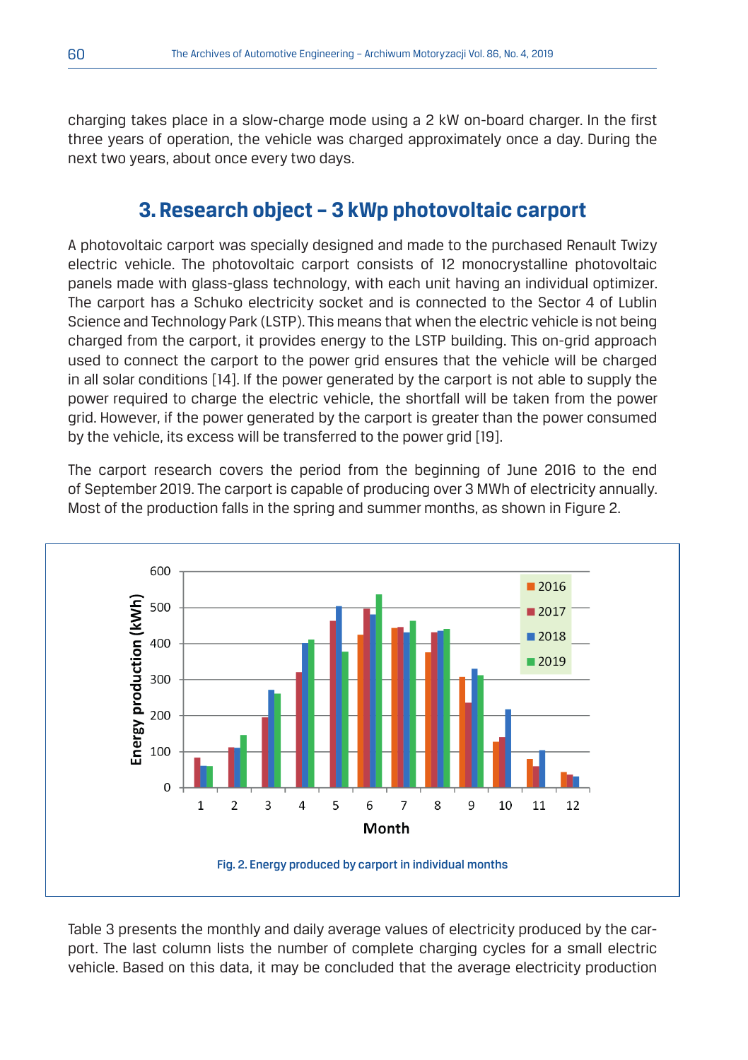charging takes place in a slow-charge mode using a 2 kW on-board charger. In the first three years of operation, the vehicle was charged approximately once a day. During the next two years, about once every two days.

## 3. Research object – 3 kWp photovoltaic carport

A photovoltaic carport was specially designed and made to the purchased Renault Twizy electric vehicle. The photovoltaic carport consists of 12 monocrystalline photovoltaic panels made with glass-glass technology, with each unit having an individual optimizer. The carport has a Schuko electricity socket and is connected to the Sector 4 of Lublin Science and Technology Park (LSTP). This means that when the electric vehicle is not being charged from the carport, it provides energy to the LSTP building. This on-grid approach used to connect the carport to the power grid ensures that the vehicle will be charged in all solar conditions [14]. If the power generated by the carport is not able to supply the power required to charge the electric vehicle, the shortfall will be taken from the power grid. However, if the power generated by the carport is greater than the power consumed by the vehicle, its excess will be transferred to the power grid [19].

The carport research covers the period from the beginning of June 2016 to the end of September 2019. The carport is capable of producing over 3 MWh of electricity annually. Most of the production falls in the spring and summer months, as shown in Figure 2.

Fig. 2. Energy produced by carport in individual months

Table 3 presents the monthly and daily average values of electricity produced by the carport. The last column lists the number of complete charging cycles for a small electric vehicle. Based on this data, it may be concluded that the average electricity production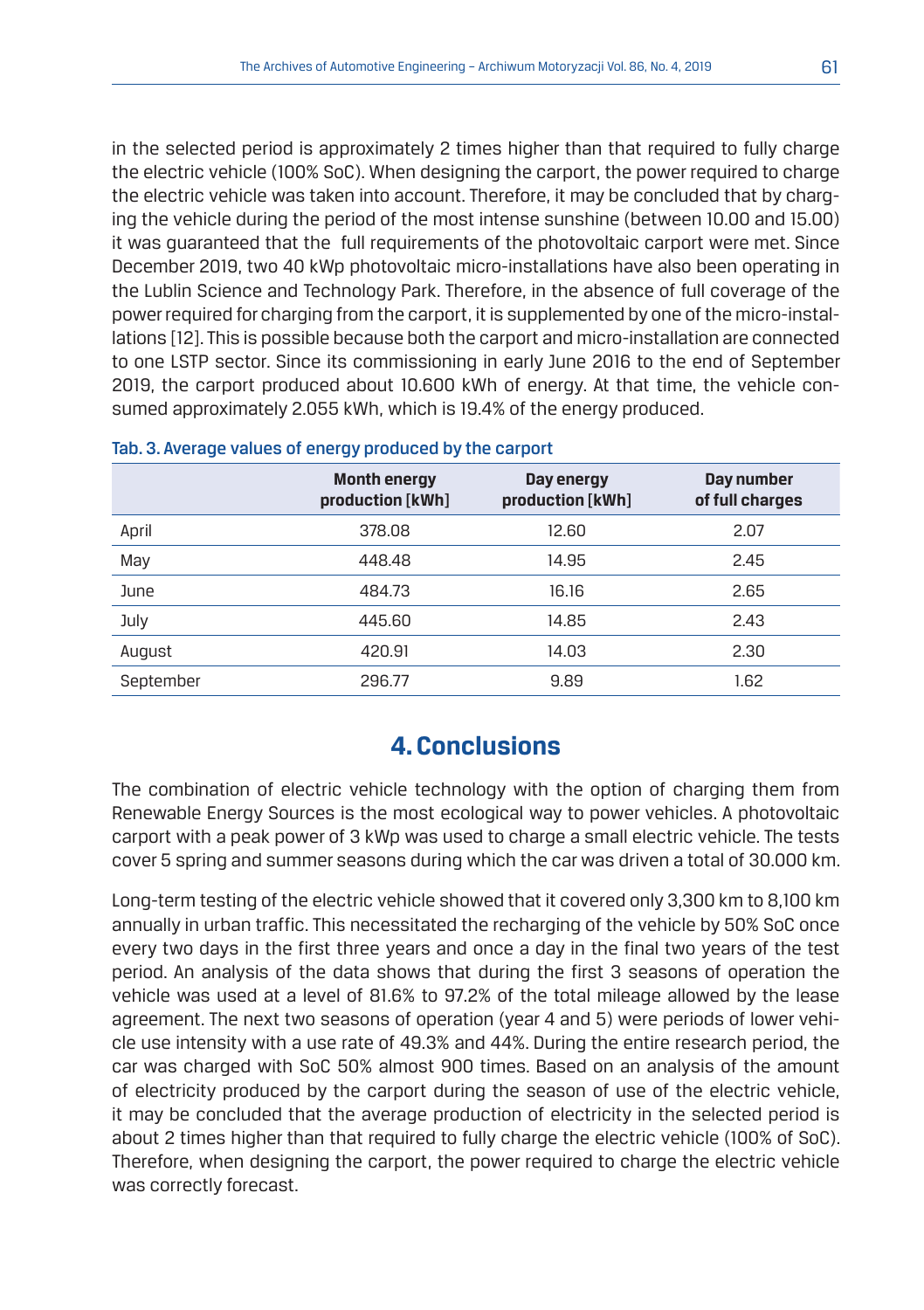in the selected period is approximately 2 times higher than that required to fully charge the electric vehicle (100% SoC). When designing the carport, the power required to charge the electric vehicle was taken into account. Therefore, it may be concluded that by charging the vehicle during the period of the most intense sunshine (between 10.00 and 15.00) it was guaranteed that the full requirements of the photovoltaic carport were met. Since December 2019, two 40 kWp photovoltaic micro-installations have also been operating in the Lublin Science and Technology Park. Therefore, in the absence of full coverage of the power required for charging from the carport, it is supplemented by one of the micro-installations [12]. This is possible because both the carport and micro-installation are connected to one LSTP sector. Since its commissioning in early June 2016 to the end of September 2019, the carport produced about 10.600 kWh of energy. At that time, the vehicle consumed approximately 2.055 kWh, which is 19.4% of the energy produced.

Tab. 3. Average values of energy produced by the carport

| | Month energy production [kWh] | Day energy production [kWh] | Day number of full charges |
|---|---|---|---|
| April | 378.08 | 12.60 | 2.07 |
| May | 448.48 | 14.95 | 2.45 |
| June | 484.73 | 16.16 | 2.65 |
| July | 445.60 | 14.85 | 2.43 |
| August | 420.91 | 14.03 | 2.30 |
| September | 296.77 | 9.89 | 1.62 |

## 4. Conclusions

The combination of electric vehicle technology with the option of charging them from Renewable Energy Sources is the most ecological way to power vehicles. A photovoltaic carport with a peak power of 3 kWp was used to charge a small electric vehicle. The tests cover 5 spring and summer seasons during which the car was driven a total of 30.000 km.

Long-term testing of the electric vehicle showed that it covered only 3,300 km to 8,100 km annually in urban traffic. This necessitated the recharging of the vehicle by 50% SoC once every two days in the first three years and once a day in the final two years of the test period. An analysis of the data shows that during the first 3 seasons of operation the vehicle was used at a level of 81.6% to 97.2% of the total mileage allowed by the lease agreement. The next two seasons of operation (year 4 and 5) were periods of lower vehicle use intensity with a use rate of 49.3% and 44%. During the entire research period, the car was charged with SoC 50% almost 900 times. Based on an analysis of the amount of electricity produced by the carport during the season of use of the electric vehicle, it may be concluded that the average production of electricity in the selected period is about 2 times higher than that required to fully charge the electric vehicle (100% of SoC). Therefore, when designing the carport, the power required to charge the electric vehicle was correctly forecast.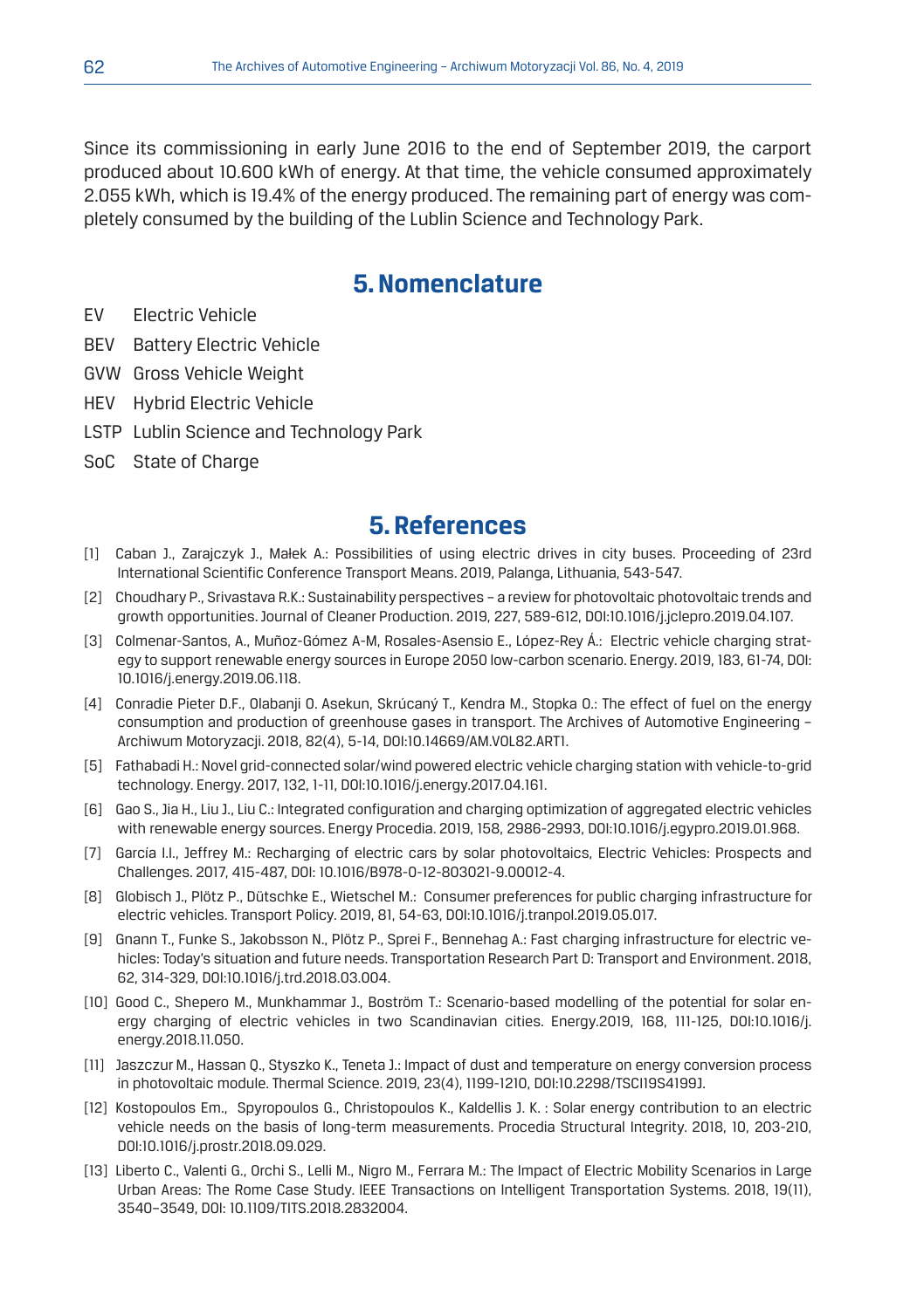Since its commissioning in early June 2016 to the end of September 2019, the carport produced about 10.600 kWh of energy. At that time, the vehicle consumed approximately 2.055 kWh, which is 19.4% of the energy produced. The remaining part of energy was completely consumed by the building of the Lublin Science and Technology Park.

## 5. Nomenclature

EV Electric Vehicle

BEV Battery Electric Vehicle

GVW Gross Vehicle Weight

HEV Hybrid Electric Vehicle

LSTP Lublin Science and Technology Park

SoC State of Charge

## 5. References

[1] Caban J., Zarajczyk J., Małek A.: Possibilities of using electric drives in city buses. Proceeding of 23rd International Scientific Conference Transport Means. 2019, Palanga, Lithuania, 543-547.

[2] Choudhary P., Srivastava R.K.: Sustainability perspectives – a review for photovoltaic photovoltaic trends and growth opportunities. Journal of Cleaner Production. 2019, 227, 589-612, DOI:10.1016/j.jclepro.2019.04.107.

[3] Colmenar-Santos, A., Muñoz-Gómez A-M, Rosales-Asensio E., López-Rey Á.: Electric vehicle charging strategy to support renewable energy sources in Europe 2050 low-carbon scenario. Energy. 2019, 183, 61-74, DOI: 10.1016/j.energy.2019.06.118.

[4] Conradie Pieter D.F., Olabanji O. Asekun, Skrúcaný T., Kendra M., Stopka O.: The effect of fuel on the energy consumption and production of greenhouse gases in transport. The Archives of Automotive Engineering – Archiwum Motoryzacji. 2018, 82(4), 5-14, DOI:10.14669/AM.VOL82.ART1.

[5] Fathabadi H.: Novel grid-connected solar/wind powered electric vehicle charging station with vehicle-to-grid technology. Energy. 2017, 132, 1-11, DOI:10.1016/j.energy.2017.04.161.

[6] Gao S., Jia H., Liu J., Liu C.: Integrated configuration and charging optimization of aggregated electric vehicles with renewable energy sources. Energy Procedia. 2019, 158, 2986-2993, DOI:10.1016/j.egypro.2019.01.968.

[7] García I.I., Jeffrey M.: Recharging of electric cars by solar photovoltaics, Electric Vehicles: Prospects and Challenges. 2017, 415-487, DOI: 10.1016/B978-0-12-803021-9.00012-4.

[8] Globisch J., Plötz P., Dütschke E., Wietschel M.: Consumer preferences for public charging infrastructure for electric vehicles. Transport Policy. 2019, 81, 54-63, DOI:10.1016/j.tranpol.2019.05.017.

[9] Gnann T., Funke S., Jakobsson N., Plötz P., Sprei F., Bennehag A.: Fast charging infrastructure for electric vehicles: Today's situation and future needs. Transportation Research Part D: Transport and Environment. 2018, 62, 314-329, DOI:10.1016/j.trd.2018.03.004.

[10] Good C., Shepero M., Munkhammar J., Boström T.: Scenario-based modelling of the potential for solar energy charging of electric vehicles in two Scandinavian cities. Energy.2019, 168, 111-125, DOI:10.1016/j.energy.2018.11.050.

[11] Jaszczur M., Hassan Q., Styszko K., Teneta J.: Impact of dust and temperature on energy conversion process in photovoltaic module. Thermal Science. 2019, 23(4), 1199-1210, DOI:10.2298/TSCI19S4199J.

[12] Kostopoulos Em., Spyropoulos G., Christopoulos K., Kaldellis J. K. : Solar energy contribution to an electric vehicle needs on the basis of long-term measurements. Procedia Structural Integrity. 2018, 10, 203-210, DOI:10.1016/j.prostr.2018.09.029.

[13] Liberto C., Valenti G., Orchi S., Lelli M., Nigro M., Ferrara M.: The Impact of Electric Mobility Scenarios in Large Urban Areas: The Rome Case Study. IEEE Transactions on Intelligent Transportation Systems. 2018, 19(11), 3540–3549, DOI: 10.1109/TITS.2018.2832004.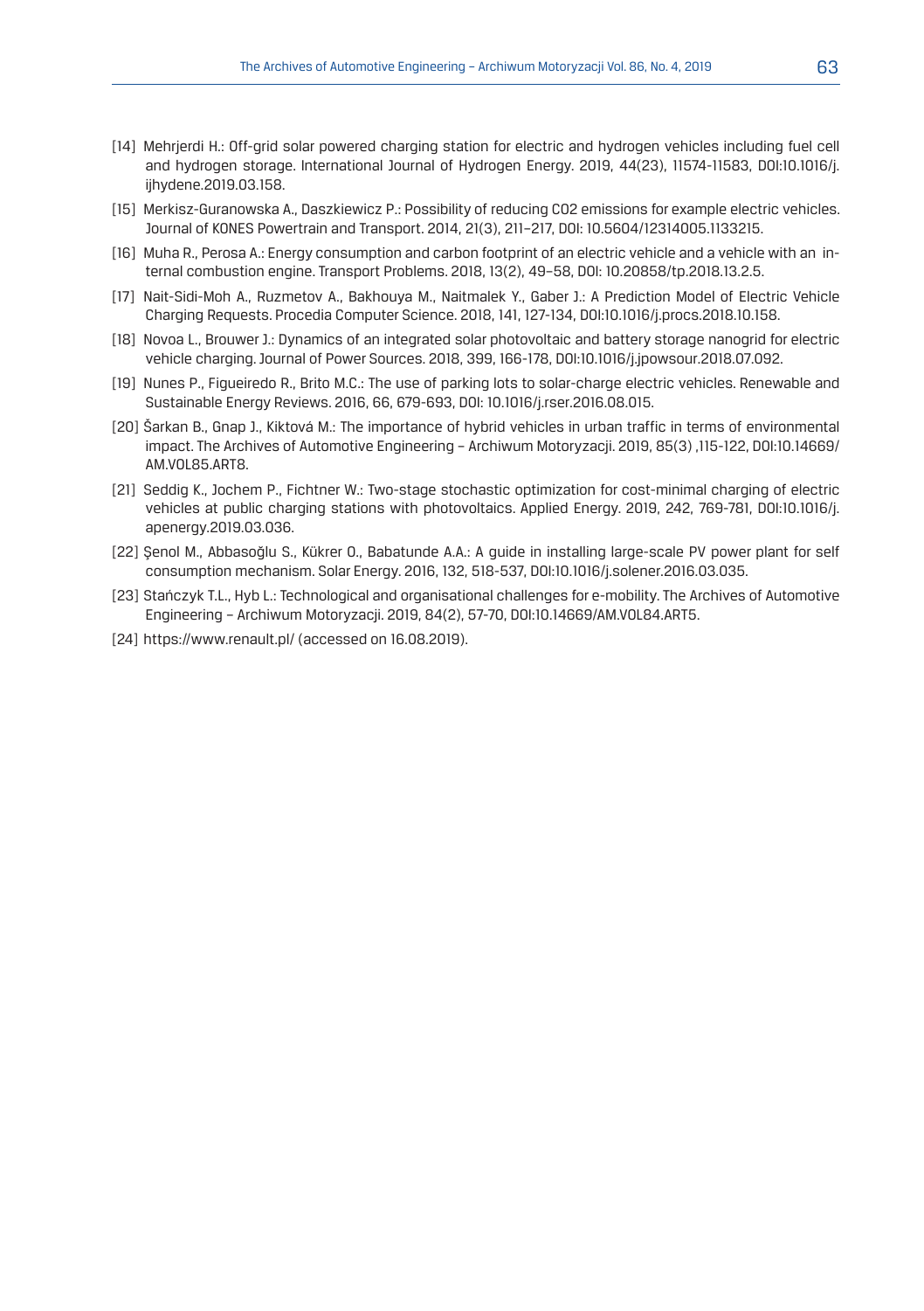[14] Mehrjerdi H.: Off-grid solar powered charging station for electric and hydrogen vehicles including fuel cell and hydrogen storage. International Journal of Hydrogen Energy. 2019, 44(23), 11574-11583, DOI:10.1016/j.ijhydene.2019.03.158.

[15] Merkisz-Guranowska A., Daszkiewicz P.: Possibility of reducing CO2 emissions for example electric vehicles. Journal of KONES Powertrain and Transport. 2014, 21(3), 211–217, DOI: 10.5604/12314005.1133215.

[16] Muha R., Perosa A.: Energy consumption and carbon footprint of an electric vehicle and a vehicle with an internal combustion engine. Transport Problems. 2018, 13(2), 49–58, DOI: 10.20858/tp.2018.13.2.5.

[17] Nait-Sidi-Moh A., Ruzmetov A., Bakhouya M., Naitmalek Y., Gaber J.: A Prediction Model of Electric Vehicle Charging Requests. Procedia Computer Science. 2018, 141, 127-134, DOI:10.1016/j.procs.2018.10.158.

[18] Novoa L., Brouwer J.: Dynamics of an integrated solar photovoltaic and battery storage nanogrid for electric vehicle charging. Journal of Power Sources. 2018, 399, 166-178, DOI:10.1016/j.jpowsour.2018.07.092.

[19] Nunes P., Figueiredo R., Brito M.C.: The use of parking lots to solar-charge electric vehicles. Renewable and Sustainable Energy Reviews. 2016, 66, 679-693, DOI: 10.1016/j.rser.2016.08.015.

[20] Šarkan B., Gnap J., Kiktová M.: The importance of hybrid vehicles in urban traffic in terms of environmental impact. The Archives of Automotive Engineering – Archiwum Motoryzacji. 2019, 85(3) ,115-122, DOI:10.14669/AM.VOL85.ART8.

[21] Seddig K., Jochem P., Fichtner W.: Two-stage stochastic optimization for cost-minimal charging of electric vehicles at public charging stations with photovoltaics. Applied Energy. 2019, 242, 769-781, DOI:10.1016/j.apenergy.2019.03.036.

[22] Şenol M., Abbasoğlu S., Kükrer O., Babatunde A.A.: A guide in installing large-scale PV power plant for self consumption mechanism. Solar Energy. 2016, 132, 518-537, DOI:10.1016/j.solener.2016.03.035.

[23] Stańczyk T.L., Hyb L.: Technological and organisational challenges for e-mobility. The Archives of Automotive Engineering – Archiwum Motoryzacji. 2019, 84(2), 57-70, DOI:10.14669/AM.VOL84.ART5.

[24] https://www.renault.pl/ (accessed on 16.08.2019).